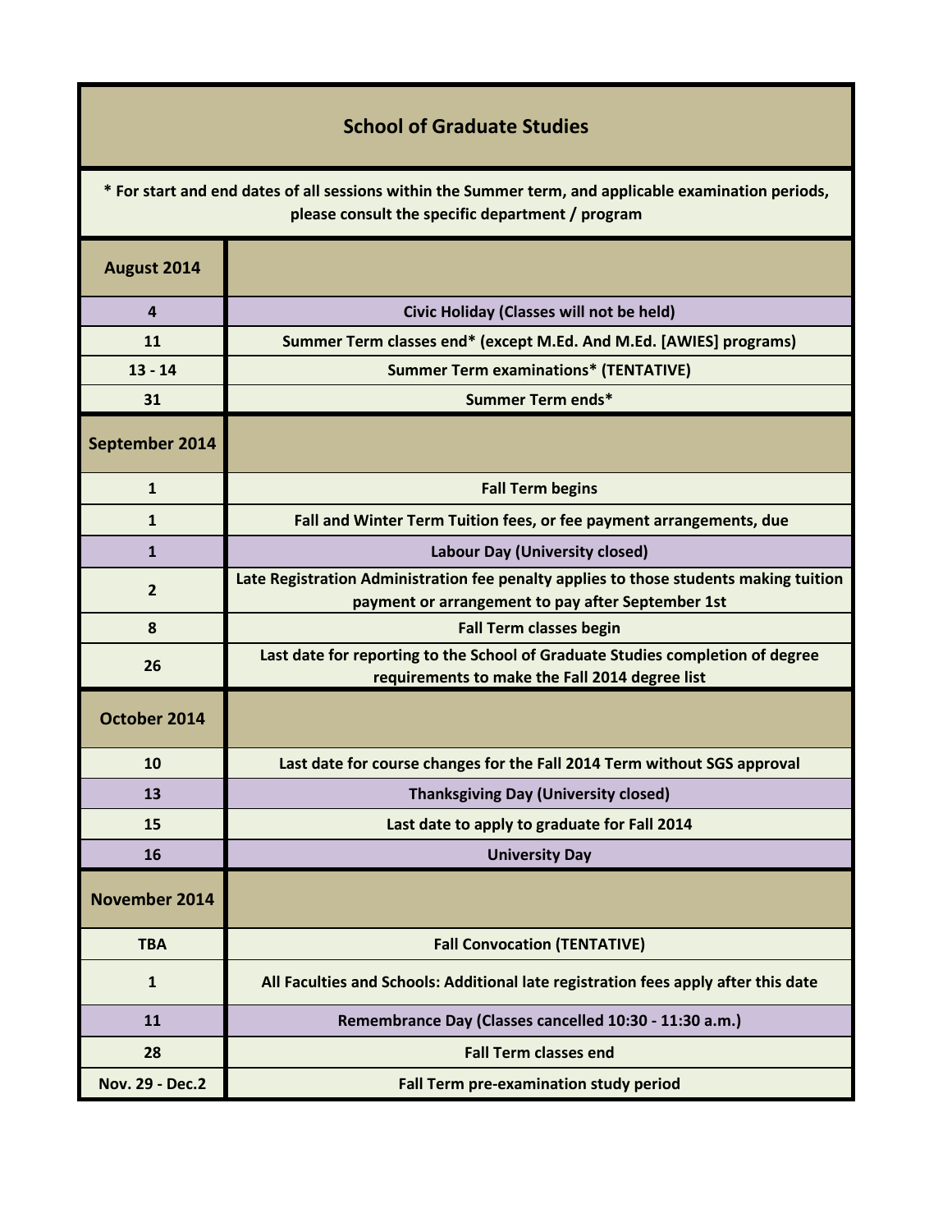# School of Graduate Studies

**\* For start and end dates of all sessions within the Summer term, and applicable examination periods, please consult the specific department / program**

| **August 2014** | |
|---|---|
| 4 | Civic Holiday (Classes will not be held) |
| 11 | Summer Term classes end* (except M.Ed. And M.Ed. [AWIES] programs) |
| 13 - 14 | Summer Term examinations* (TENTATIVE) |
| 31 | Summer Term ends* |
| **September 2014** | |
| 1 | Fall Term begins |
| 1 | Fall and Winter Term Tuition fees, or fee payment arrangements, due |
| 1 | Labour Day (University closed) |
| 2 | Late Registration Administration fee penalty applies to those students making tuition payment or arrangement to pay after September 1st |
| 8 | Fall Term classes begin |
| 26 | Last date for reporting to the School of Graduate Studies completion of degree requirements to make the Fall 2014 degree list |
| **October 2014** | |
| 10 | Last date for course changes for the Fall 2014 Term without SGS approval |
| 13 | Thanksgiving Day (University closed) |
| 15 | Last date to apply to graduate for Fall 2014 |
| 16 | University Day |
| **November 2014** | |
| TBA | Fall Convocation (TENTATIVE) |
| 1 | All Faculties and Schools: Additional late registration fees apply after this date |
| 11 | Remembrance Day (Classes cancelled 10:30 - 11:30 a.m.) |
| 28 | Fall Term classes end |
| Nov. 29 - Dec.2 | Fall Term pre-examination study period |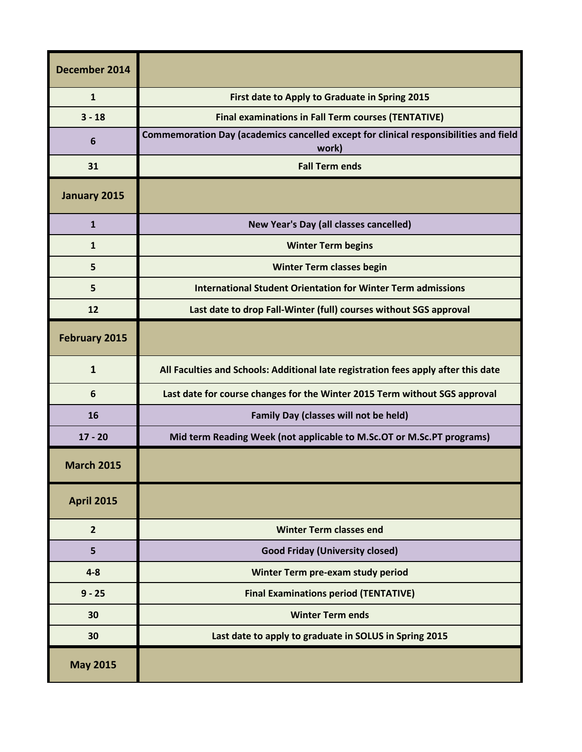| December 2014 | |
|---|---|
| 1 | First date to Apply to Graduate in Spring 2015 |
| 3 - 18 | Final examinations in Fall Term courses (TENTATIVE) |
| 6 | Commemoration Day (academics cancelled except for clinical responsibilities and field work) |
| 31 | Fall Term ends |
| **January 2015** | |
| 1 | New Year's Day (all classes cancelled) |
| 1 | Winter Term begins |
| 5 | Winter Term classes begin |
| 5 | International Student Orientation for Winter Term admissions |
| 12 | Last date to drop Fall-Winter (full) courses without SGS approval |
| **February 2015** | |
| 1 | All Faculties and Schools: Additional late registration fees apply after this date |
| 6 | Last date for course changes for the Winter 2015 Term without SGS approval |
| 16 | Family Day (classes will not be held) |
| 17 - 20 | Mid term Reading Week (not applicable to M.Sc.OT or M.Sc.PT programs) |
| **March 2015** | |
| **April 2015** | |
| 2 | Winter Term classes end |
| 5 | Good Friday (University closed) |
| 4-8 | Winter Term pre-exam study period |
| 9 - 25 | Final Examinations period (TENTATIVE) |
| 30 | Winter Term ends |
| 30 | Last date to apply to graduate in SOLUS in Spring 2015 |
| **May 2015** | |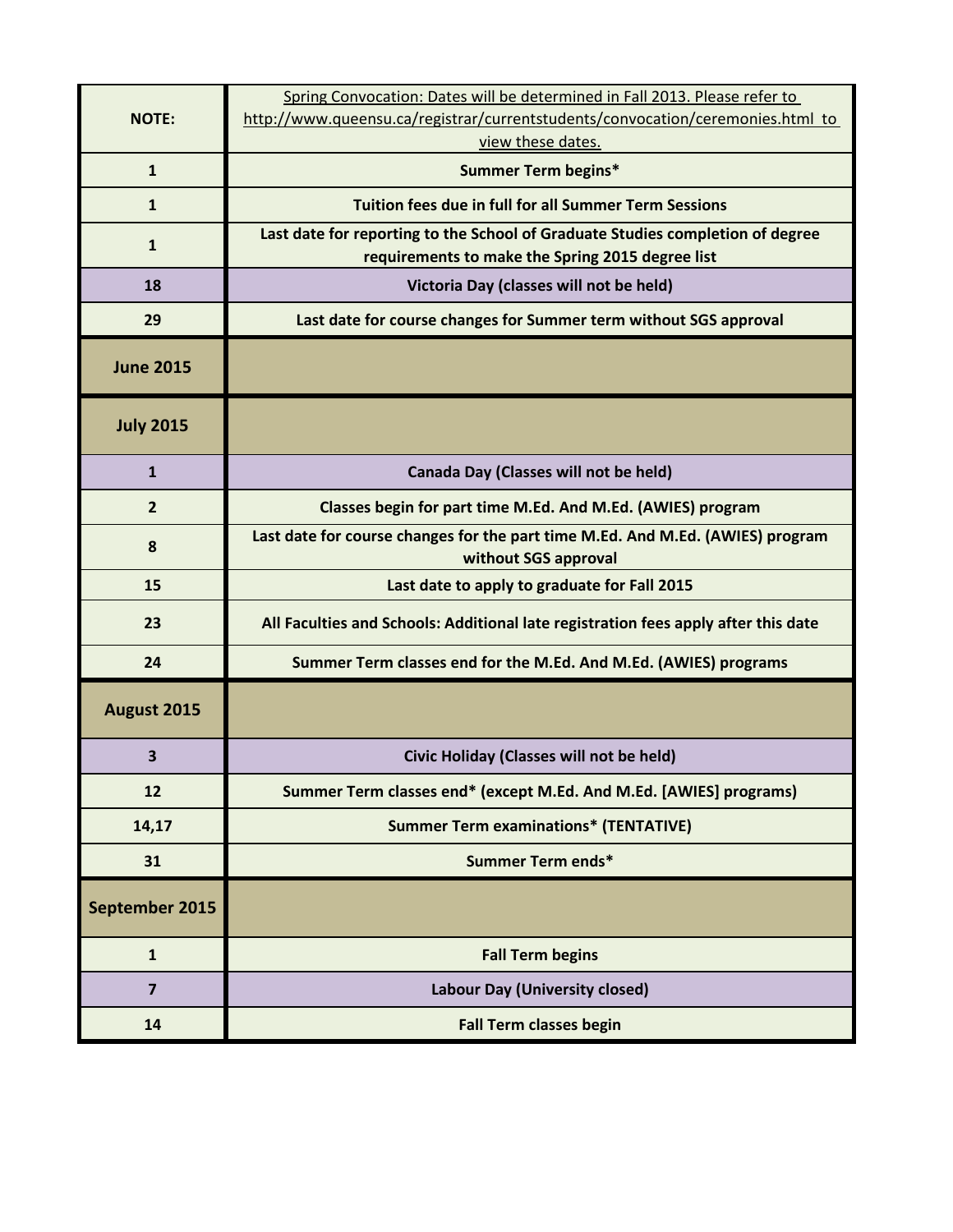| | |
|---|---|
| **NOTE:** | Spring Convocation: Dates will be determined in Fall 2013. Please refer to http://www.queensu.ca/registrar/currentstudents/convocation/ceremonies.html to view these dates. |
| **1** | **Summer Term begins*** |
| **1** | **Tuition fees due in full for all Summer Term Sessions** |
| **1** | **Last date for reporting to the School of Graduate Studies completion of degree requirements to make the Spring 2015 degree list** |
| **18** | **Victoria Day (classes will not be held)** |
| **29** | **Last date for course changes for Summer term without SGS approval** |
| **June 2015** | |
| **July 2015** | |
| **1** | **Canada Day (Classes will not be held)** |
| **2** | **Classes begin for part time M.Ed. And M.Ed. (AWIES) program** |
| **8** | **Last date for course changes for the part time M.Ed. And M.Ed. (AWIES) program without SGS approval** |
| **15** | **Last date to apply to graduate for Fall 2015** |
| **23** | **All Faculties and Schools: Additional late registration fees apply after this date** |
| **24** | **Summer Term classes end for the M.Ed. And M.Ed. (AWIES) programs** |
| **August 2015** | |
| **3** | **Civic Holiday (Classes will not be held)** |
| **12** | **Summer Term classes end* (except M.Ed. And M.Ed. [AWIES] programs)** |
| **14,17** | **Summer Term examinations* (TENTATIVE)** |
| **31** | **Summer Term ends*** |
| **September 2015** | |
| **1** | **Fall Term begins** |
| **7** | **Labour Day (University closed)** |
| **14** | **Fall Term classes begin** |